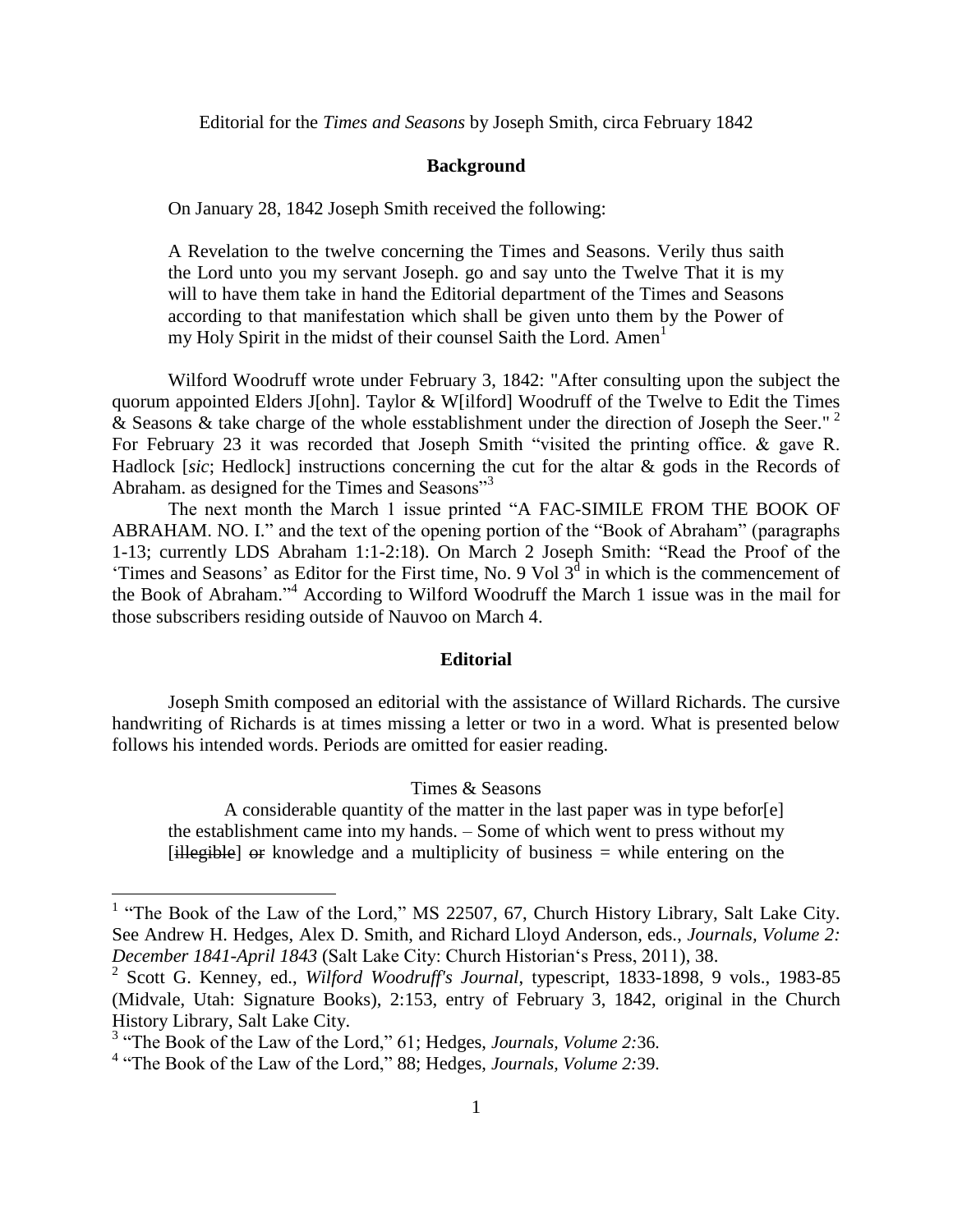Editorial for the *Times and Seasons* by Joseph Smith, circa February 1842

## Background

On January 28, 1842 Joseph Smith received the following:

> A Revelation to the twelve concerning the Times and Seasons. Verily thus saith the Lord unto you my servant Joseph. go and say unto the Twelve That it is my will to have them take in hand the Editorial department of the Times and Seasons according to that manifestation which shall be given unto them by the Power of my Holy Spirit in the midst of their counsel Saith the Lord. Amen[1]

Wilford Woodruff wrote under February 3, 1842: "After consulting upon the subject the quorum appointed Elders J[ohn]. Taylor & W[ilford] Woodruff of the Twelve to Edit the Times & Seasons & take charge of the whole esstablishment under the direction of Joseph the Seer." [2] For February 23 it was recorded that Joseph Smith "visited the printing office. & gave R. Hadlock [*sic*; Hedlock] instructions concerning the cut for the altar & gods in the Records of Abraham. as designed for the Times and Seasons"[3]

The next month the March 1 issue printed "A FAC-SIMILE FROM THE BOOK OF ABRAHAM. NO. I." and the text of the opening portion of the "Book of Abraham" (paragraphs 1-13; currently LDS Abraham 1:1-2:18). On March 2 Joseph Smith: "Read the Proof of the 'Times and Seasons' as Editor for the First time, No. 9 Vol 3d in which is the commencement of the Book of Abraham."[4] According to Wilford Woodruff the March 1 issue was in the mail for those subscribers residing outside of Nauvoo on March 4.

## Editorial

Joseph Smith composed an editorial with the assistance of Willard Richards. The cursive handwriting of Richards is at times missing a letter or two in a word. What is presented below follows his intended words. Periods are omitted for easier reading.

> Times & Seasons
>
> A considerable quantity of the matter in the last paper was in type befor[e] the establishment came into my hands. – Some of which went to press without my [~~illegible~~] ~~or~~ knowledge and a multiplicity of business = while entering on the

---

[1] "The Book of the Law of the Lord," MS 22507, 67, Church History Library, Salt Lake City. See Andrew H. Hedges, Alex D. Smith, and Richard Lloyd Anderson, eds., *Journals, Volume 2: December 1841-April 1843* (Salt Lake City: Church Historian's Press, 2011), 38.

[2] Scott G. Kenney, ed., *Wilford Woodruff's Journal*, typescript, 1833-1898, 9 vols., 1983-85 (Midvale, Utah: Signature Books), 2:153, entry of February 3, 1842, original in the Church History Library, Salt Lake City.

[3] "The Book of the Law of the Lord," 61; Hedges, *Journals, Volume 2:*36.

[4] "The Book of the Law of the Lord," 88; Hedges, *Journals, Volume 2:*39.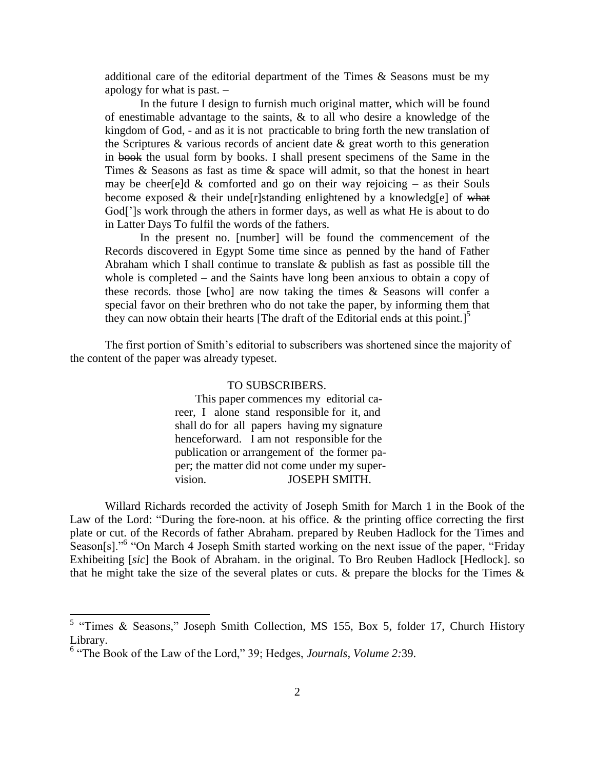> additional care of the editorial department of the Times & Seasons must be my apology for what is past. –
>
> In the future I design to furnish much original matter, which will be found of enestimable advantage to the saints, & to all who desire a knowledge of the kingdom of God, - and as it is not practicable to bring forth the new translation of the Scriptures & various records of ancient date & great worth to this generation in ~~book~~ the usual form by books. I shall present specimens of the Same in the Times & Seasons as fast as time & space will admit, so that the honest in heart may be cheer[e]d & comforted and go on their way rejoicing – as their Souls become exposed & their unde[r]standing enlightened by a knowledg[e] of ~~what~~ God[']s work through the athers in former days, as well as what He is about to do in Latter Days To fulfil the words of the fathers.
>
> In the present no. [number] will be found the commencement of the Records discovered in Egypt Some time since as penned by the hand of Father Abraham which I shall continue to translate & publish as fast as possible till the whole is completed – and the Saints have long been anxious to obtain a copy of these records. those [who] are now taking the times & Seasons will confer a special favor on their brethren who do not take the paper, by informing them that they can now obtain their hearts [The draft of the Editorial ends at this point.][5]

The first portion of Smith's editorial to subscribers was shortened since the majority of the content of the paper was already typeset.

> TO SUBSCRIBERS.
>
> This paper commences my editorial career, I alone stand responsible for it, and shall do for all papers having my signature henceforward. I am not responsible for the publication or arrangement of the former paper; the matter did not come under my supervision. JOSEPH SMITH.

Willard Richards recorded the activity of Joseph Smith for March 1 in the Book of the Law of the Lord: "During the fore-noon. at his office. & the printing office correcting the first plate or cut. of the Records of father Abraham. prepared by Reuben Hadlock for the Times and Season[s]."[6] "On March 4 Joseph Smith started working on the next issue of the paper, "Friday Exhibeiting [*sic*] the Book of Abraham. in the original. To Bro Reuben Hadlock [Hedlock]. so that he might take the size of the several plates or cuts. & prepare the blocks for the Times &

---

[5] "Times & Seasons," Joseph Smith Collection, MS 155, Box 5, folder 17, Church History Library.

[6] "The Book of the Law of the Lord," 39; Hedges, *Journals, Volume 2:*39.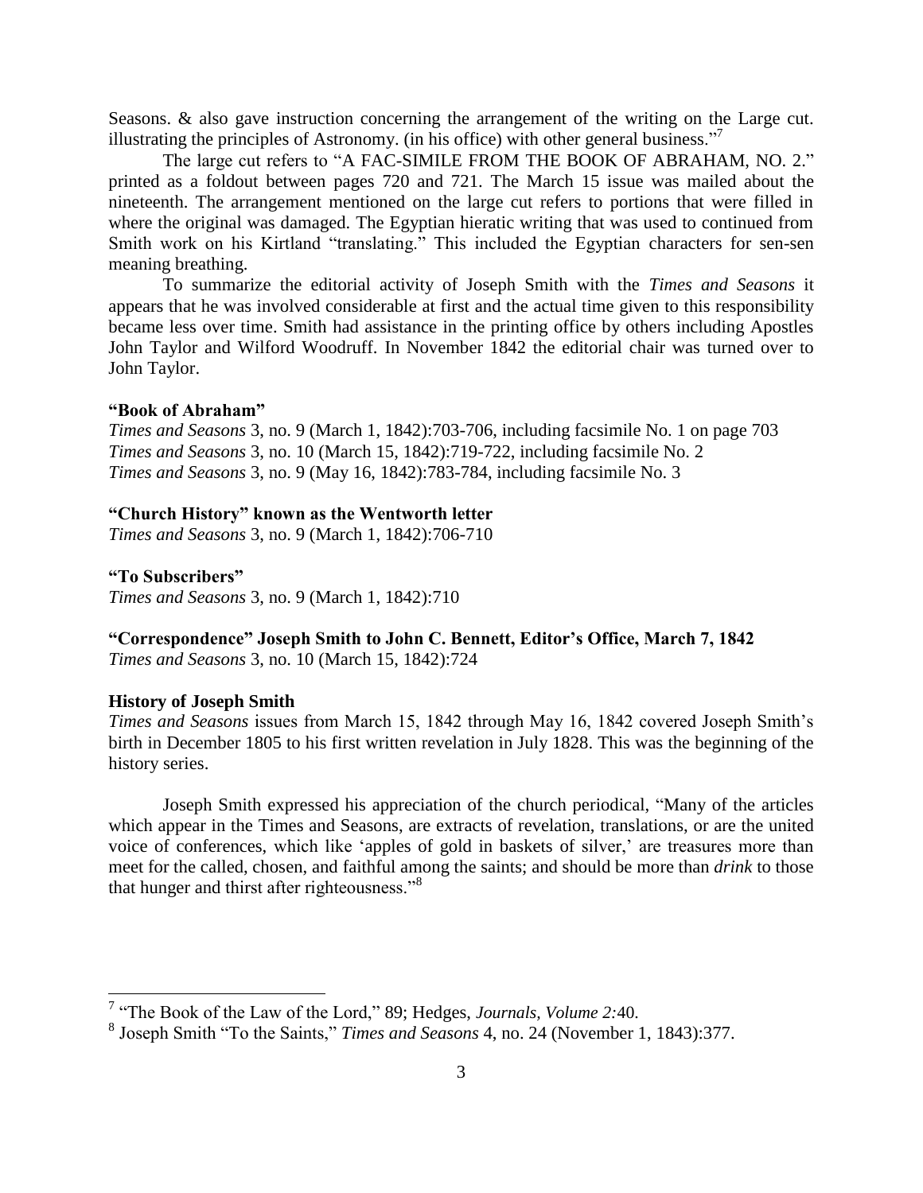Seasons. & also gave instruction concerning the arrangement of the writing on the Large cut. illustrating the principles of Astronomy. (in his office) with other general business."[7]

The large cut refers to "A FAC-SIMILE FROM THE BOOK OF ABRAHAM, NO. 2." printed as a foldout between pages 720 and 721. The March 15 issue was mailed about the nineteenth. The arrangement mentioned on the large cut refers to portions that were filled in where the original was damaged. The Egyptian hieratic writing that was used to continued from Smith work on his Kirtland "translating." This included the Egyptian characters for sen-sen meaning breathing.

To summarize the editorial activity of Joseph Smith with the *Times and Seasons* it appears that he was involved considerable at first and the actual time given to this responsibility became less over time. Smith had assistance in the printing office by others including Apostles John Taylor and Wilford Woodruff. In November 1842 the editorial chair was turned over to John Taylor.

**"Book of Abraham"**
*Times and Seasons* 3, no. 9 (March 1, 1842):703-706, including facsimile No. 1 on page 703
*Times and Seasons* 3, no. 10 (March 15, 1842):719-722, including facsimile No. 2
*Times and Seasons* 3, no. 9 (May 16, 1842):783-784, including facsimile No. 3

**"Church History" known as the Wentworth letter**
*Times and Seasons* 3, no. 9 (March 1, 1842):706-710

**"To Subscribers"**
*Times and Seasons* 3, no. 9 (March 1, 1842):710

**"Correspondence" Joseph Smith to John C. Bennett, Editor's Office, March 7, 1842**
*Times and Seasons* 3, no. 10 (March 15, 1842):724

**History of Joseph Smith**
*Times and Seasons* issues from March 15, 1842 through May 16, 1842 covered Joseph Smith's birth in December 1805 to his first written revelation in July 1828. This was the beginning of the history series.

Joseph Smith expressed his appreciation of the church periodical, "Many of the articles which appear in the Times and Seasons, are extracts of revelation, translations, or are the united voice of conferences, which like 'apples of gold in baskets of silver,' are treasures more than meet for the called, chosen, and faithful among the saints; and should be more than *drink* to those that hunger and thirst after righteousness."[8]

---

[7] "The Book of the Law of the Lord," 89; Hedges, *Journals, Volume 2:*40.

[8] Joseph Smith "To the Saints," *Times and Seasons* 4, no. 24 (November 1, 1843):377.